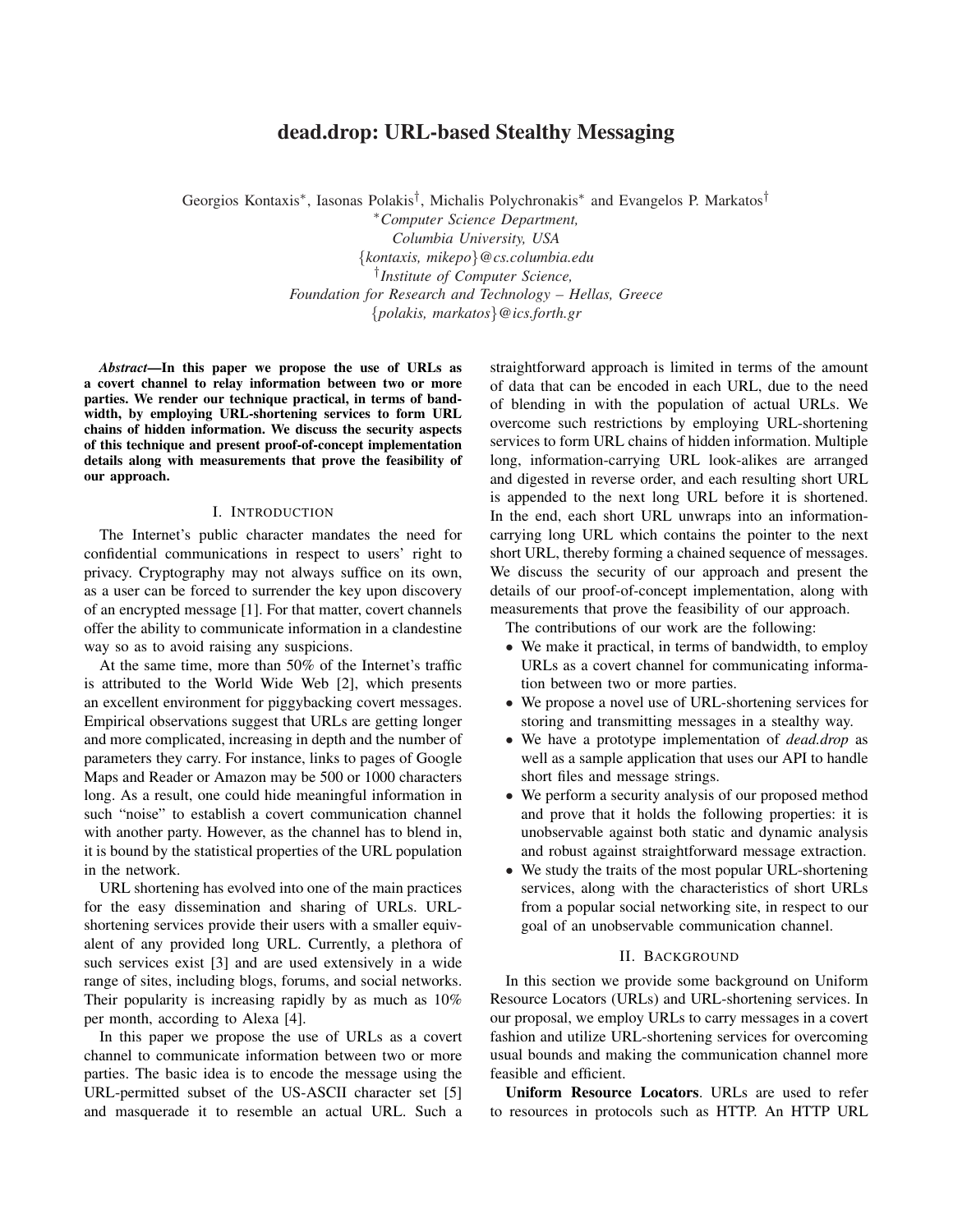# dead.drop: URL-based Stealthy Messaging

Georgios Kontaxis*, Iasonas Polakis†, Michalis Polychronakis* and Evangelos P. Markatos†

*Computer Science Department,
Columbia University, USA
{kontaxis, mikepo}@cs.columbia.edu
†Institute of Computer Science,
Foundation for Research and Technology – Hellas, Greece
{polakis, markatos}@ics.forth.gr

***Abstract*—In this paper we propose the use of URLs as a covert channel to relay information between two or more parties. We render our technique practical, in terms of bandwidth, by employing URL-shortening services to form URL chains of hidden information. We discuss the security aspects of this technique and present proof-of-concept implementation details along with measurements that prove the feasibility of our approach.**

## I. Introduction

The Internet's public character mandates the need for confidential communications in respect to users' right to privacy. Cryptography may not always suffice on its own, as a user can be forced to surrender the key upon discovery of an encrypted message [1]. For that matter, covert channels offer the ability to communicate information in a clandestine way so as to avoid raising any suspicions.

At the same time, more than 50% of the Internet's traffic is attributed to the World Wide Web [2], which presents an excellent environment for piggybacking covert messages. Empirical observations suggest that URLs are getting longer and more complicated, increasing in depth and the number of parameters they carry. For instance, links to pages of Google Maps and Reader or Amazon may be 500 or 1000 characters long. As a result, one could hide meaningful information in such "noise" to establish a covert communication channel with another party. However, as the channel has to blend in, it is bound by the statistical properties of the URL population in the network.

URL shortening has evolved into one of the main practices for the easy dissemination and sharing of URLs. URL-shortening services provide their users with a smaller equivalent of any provided long URL. Currently, a plethora of such services exist [3] and are used extensively in a wide range of sites, including blogs, forums, and social networks. Their popularity is increasing rapidly by as much as 10% per month, according to Alexa [4].

In this paper we propose the use of URLs as a covert channel to communicate information between two or more parties. The basic idea is to encode the message using the URL-permitted subset of the US-ASCII character set [5] and masquerade it to resemble an actual URL. Such a straightforward approach is limited in terms of the amount of data that can be encoded in each URL, due to the need of blending in with the population of actual URLs. We overcome such restrictions by employing URL-shortening services to form URL chains of hidden information. Multiple long, information-carrying URL look-alikes are arranged and digested in reverse order, and each resulting short URL is appended to the next long URL before it is shortened. In the end, each short URL unwraps into an information-carrying long URL which contains the pointer to the next short URL, thereby forming a chained sequence of messages. We discuss the security of our approach and present the details of our proof-of-concept implementation, along with measurements that prove the feasibility of our approach.

The contributions of our work are the following:

- We make it practical, in terms of bandwidth, to employ URLs as a covert channel for communicating information between two or more parties.
- We propose a novel use of URL-shortening services for storing and transmitting messages in a stealthy way.
- We have a prototype implementation of *dead.drop* as well as a sample application that uses our API to handle short files and message strings.
- We perform a security analysis of our proposed method and prove that it holds the following properties: it is unobservable against both static and dynamic analysis and robust against straightforward message extraction.
- We study the traits of the most popular URL-shortening services, along with the characteristics of short URLs from a popular social networking site, in respect to our goal of an unobservable communication channel.

## II. Background

In this section we provide some background on Uniform Resource Locators (URLs) and URL-shortening services. In our proposal, we employ URLs to carry messages in a covert fashion and utilize URL-shortening services for overcoming usual bounds and making the communication channel more feasible and efficient.

**Uniform Resource Locators**. URLs are used to refer to resources in protocols such as HTTP. An HTTP URL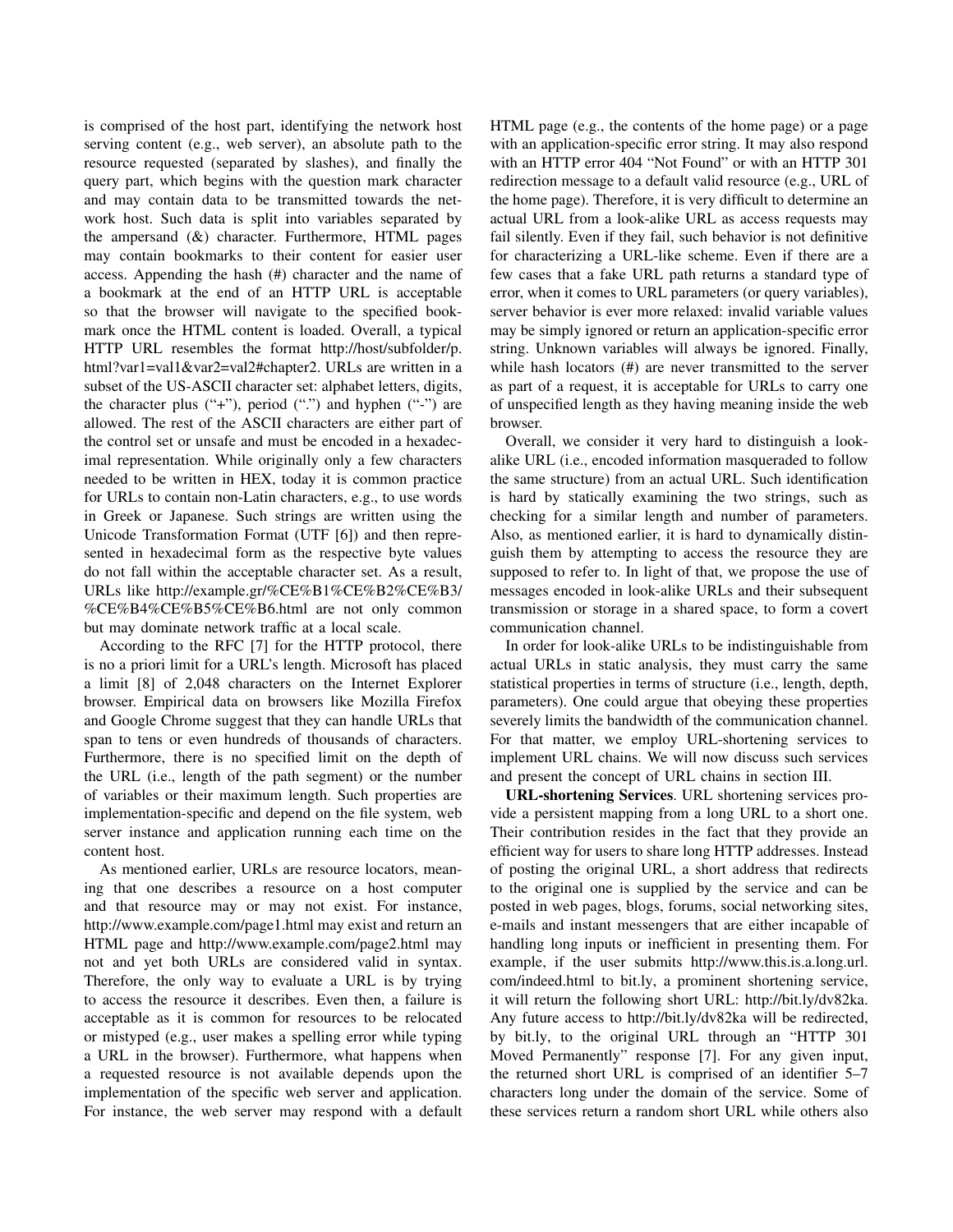is comprised of the host part, identifying the network host serving content (e.g., web server), an absolute path to the resource requested (separated by slashes), and finally the query part, which begins with the question mark character and may contain data to be transmitted towards the network host. Such data is split into variables separated by the ampersand (&) character. Furthermore, HTML pages may contain bookmarks to their content for easier user access. Appending the hash (#) character and the name of a bookmark at the end of an HTTP URL is acceptable so that the browser will navigate to the specified bookmark once the HTML content is loaded. Overall, a typical HTTP URL resembles the format http://host/subfolder/p.html?var1=val1&var2=val2#chapter2. URLs are written in a subset of the US-ASCII character set: alphabet letters, digits, the character plus ("+"), period (".") and hyphen ("-") are allowed. The rest of the ASCII characters are either part of the control set or unsafe and must be encoded in a hexadecimal representation. While originally only a few characters needed to be written in HEX, today it is common practice for URLs to contain non-Latin characters, e.g., to use words in Greek or Japanese. Such strings are written using the Unicode Transformation Format (UTF [6]) and then represented in hexadecimal form as the respective byte values do not fall within the acceptable character set. As a result, URLs like http://example.gr/%CE%B1%CE%B2%CE%B3/%CE%B4%CE%B5%CE%B6.html are not only common but may dominate network traffic at a local scale.

According to the RFC [7] for the HTTP protocol, there is no a priori limit for a URL's length. Microsoft has placed a limit [8] of 2,048 characters on the Internet Explorer browser. Empirical data on browsers like Mozilla Firefox and Google Chrome suggest that they can handle URLs that span to tens or even hundreds of thousands of characters. Furthermore, there is no specified limit on the depth of the URL (i.e., length of the path segment) or the number of variables or their maximum length. Such properties are implementation-specific and depend on the file system, web server instance and application running each time on the content host.

As mentioned earlier, URLs are resource locators, meaning that one describes a resource on a host computer and that resource may or may not exist. For instance, http://www.example.com/page1.html may exist and return an HTML page and http://www.example.com/page2.html may not and yet both URLs are considered valid in syntax. Therefore, the only way to evaluate a URL is by trying to access the resource it describes. Even then, a failure is acceptable as it is common for resources to be relocated or mistyped (e.g., user makes a spelling error while typing a URL in the browser). Furthermore, what happens when a requested resource is not available depends upon the implementation of the specific web server and application. For instance, the web server may respond with a default HTML page (e.g., the contents of the home page) or a page with an application-specific error string. It may also respond with an HTTP error 404 "Not Found" or with an HTTP 301 redirection message to a default valid resource (e.g., URL of the home page). Therefore, it is very difficult to determine an actual URL from a look-alike URL as access requests may fail silently. Even if they fail, such behavior is not definitive for characterizing a URL-like scheme. Even if there are a few cases that a fake URL path returns a standard type of error, when it comes to URL parameters (or query variables), server behavior is ever more relaxed: invalid variable values may be simply ignored or return an application-specific error string. Unknown variables will always be ignored. Finally, while hash locators (#) are never transmitted to the server as part of a request, it is acceptable for URLs to carry one of unspecified length as they having meaning inside the web browser.

Overall, we consider it very hard to distinguish a look-alike URL (i.e., encoded information masqueraded to follow the same structure) from an actual URL. Such identification is hard by statically examining the two strings, such as checking for a similar length and number of parameters. Also, as mentioned earlier, it is hard to dynamically distinguish them by attempting to access the resource they are supposed to refer to. In light of that, we propose the use of messages encoded in look-alike URLs and their subsequent transmission or storage in a shared space, to form a covert communication channel.

In order for look-alike URLs to be indistinguishable from actual URLs in static analysis, they must carry the same statistical properties in terms of structure (i.e., length, depth, parameters). One could argue that obeying these properties severely limits the bandwidth of the communication channel. For that matter, we employ URL-shortening services to implement URL chains. We will now discuss such services and present the concept of URL chains in section III.

**URL-shortening Services**. URL shortening services provide a persistent mapping from a long URL to a short one. Their contribution resides in the fact that they provide an efficient way for users to share long HTTP addresses. Instead of posting the original URL, a short address that redirects to the original one is supplied by the service and can be posted in web pages, blogs, forums, social networking sites, e-mails and instant messengers that are either incapable of handling long inputs or inefficient in presenting them. For example, if the user submits http://www.this.is.a.long.url.com/indeed.html to bit.ly, a prominent shortening service, it will return the following short URL: http://bit.ly/dv82ka. Any future access to http://bit.ly/dv82ka will be redirected, by bit.ly, to the original URL through an "HTTP 301 Moved Permanently" response [7]. For any given input, the returned short URL is comprised of an identifier 5–7 characters long under the domain of the service. Some of these services return a random short URL while others also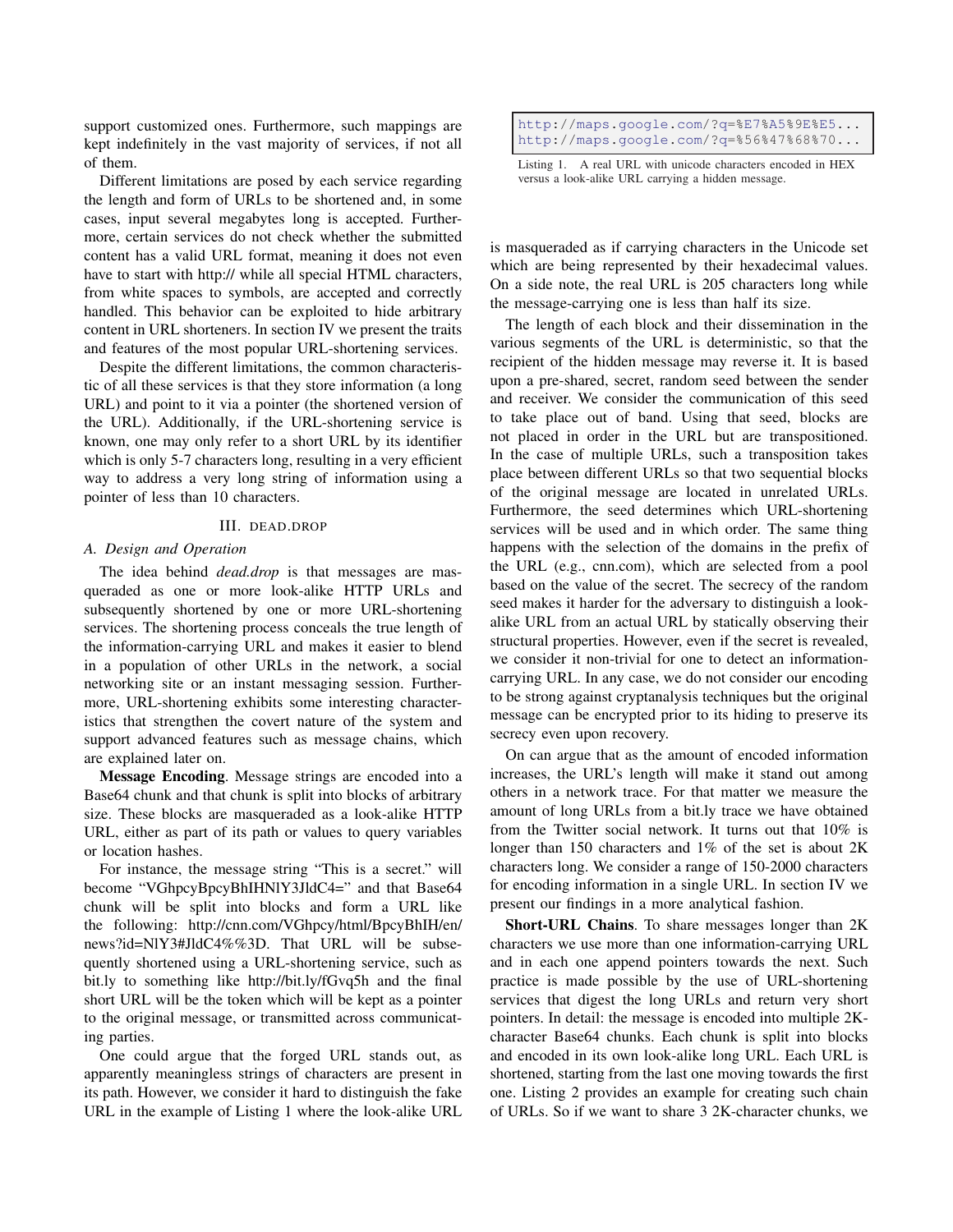support customized ones. Furthermore, such mappings are kept indefinitely in the vast majority of services, if not all of them.

Different limitations are posed by each service regarding the length and form of URLs to be shortened and, in some cases, input several megabytes long is accepted. Furthermore, certain services do not check whether the submitted content has a valid URL format, meaning it does not even have to start with http:// while all special HTML characters, from white spaces to symbols, are accepted and correctly handled. This behavior can be exploited to hide arbitrary content in URL shorteners. In section IV we present the traits and features of the most popular URL-shortening services.

Despite the different limitations, the common characteristic of all these services is that they store information (a long URL) and point to it via a pointer (the shortened version of the URL). Additionally, if the URL-shortening service is known, one may only refer to a short URL by its identifier which is only 5-7 characters long, resulting in a very efficient way to address a very long string of information using a pointer of less than 10 characters.

## III. DEAD.DROP

### A. Design and Operation

The idea behind *dead.drop* is that messages are masqueraded as one or more look-alike HTTP URLs and subsequently shortened by one or more URL-shortening services. The shortening process conceals the true length of the information-carrying URL and makes it easier to blend in a population of other URLs in the network, a social networking site or an instant messaging session. Furthermore, URL-shortening exhibits some interesting characteristics that strengthen the covert nature of the system and support advanced features such as message chains, which are explained later on.

**Message Encoding**. Message strings are encoded into a Base64 chunk and that chunk is split into blocks of arbitrary size. These blocks are masqueraded as a look-alike HTTP URL, either as part of its path or values to query variables or location hashes.

For instance, the message string “This is a secret.” will become “VGhpcyBpcyBhIHNlY3JldC4=” and that Base64 chunk will be split into blocks and form a URL like the following: http://cnn.com/VGhpcy/html/BpcyBhIH/en/news?id=NlY3#JldC4%%3D. That URL will be subsequently shortened using a URL-shortening service, such as bit.ly to something like http://bit.ly/fGvq5h and the final short URL will be the token which will be kept as a pointer to the original message, or transmitted across communicating parties.

One could argue that the forged URL stands out, as apparently meaningless strings of characters are present in its path. However, we consider it hard to distinguish the fake URL in the example of Listing 1 where the look-alike URL is masqueraded as if carrying characters in the Unicode set which are being represented by their hexadecimal values. On a side note, the real URL is 205 characters long while the message-carrying one is less than half its size.

```
http://maps.google.com/?q=%E7%A5%9E%E5...
http://maps.google.com/?q=%56%47%68%70...
```

Listing 1. A real URL with unicode characters encoded in HEX versus a look-alike URL carrying a hidden message.

The length of each block and their dissemination in the various segments of the URL is deterministic, so that the recipient of the hidden message may reverse it. It is based upon a pre-shared, secret, random seed between the sender and receiver. We consider the communication of this seed to take place out of band. Using that seed, blocks are not placed in order in the URL but are transpositioned. In the case of multiple URLs, such a transposition takes place between different URLs so that two sequential blocks of the original message are located in unrelated URLs. Furthermore, the seed determines which URL-shortening services will be used and in which order. The same thing happens with the selection of the domains in the prefix of the URL (e.g., cnn.com), which are selected from a pool based on the value of the secret. The secrecy of the random seed makes it harder for the adversary to distinguish a look-alike URL from an actual URL by statically observing their structural properties. However, even if the secret is revealed, we consider it non-trivial for one to detect an information-carrying URL. In any case, we do not consider our encoding to be strong against cryptanalysis techniques but the original message can be encrypted prior to its hiding to preserve its secrecy even upon recovery.

On can argue that as the amount of encoded information increases, the URL’s length will make it stand out among others in a network trace. For that matter we measure the amount of long URLs from a bit.ly trace we have obtained from the Twitter social network. It turns out that 10% is longer than 150 characters and 1% of the set is about 2K characters long. We consider a range of 150-2000 characters for encoding information in a single URL. In section IV we present our findings in a more analytical fashion.

**Short-URL Chains**. To share messages longer than 2K characters we use more than one information-carrying URL and in each one append pointers towards the next. Such practice is made possible by the use of URL-shortening services that digest the long URLs and return very short pointers. In detail: the message is encoded into multiple 2K-character Base64 chunks. Each chunk is split into blocks and encoded in its own look-alike long URL. Each URL is shortened, starting from the last one moving towards the first one. Listing 2 provides an example for creating such chain of URLs. So if we want to share 3 2K-character chunks, we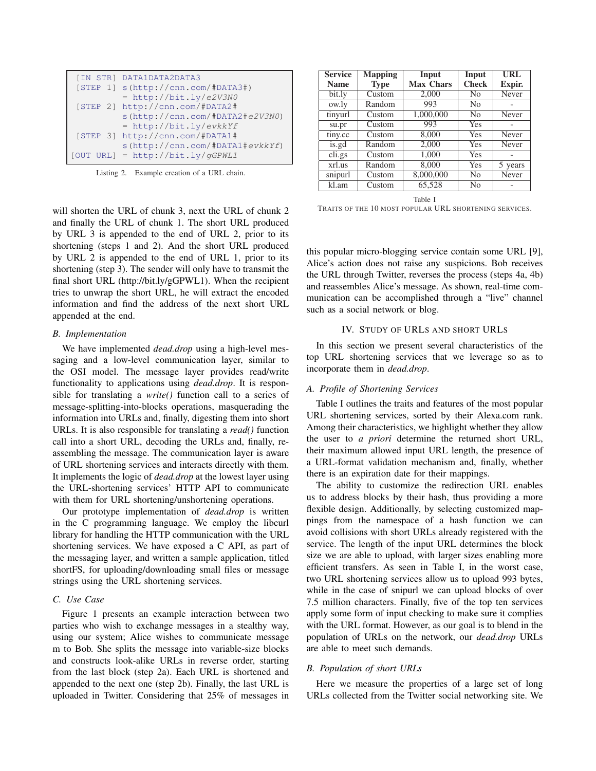```
 [IN STR] DATA1DATA2DATA3
 [STEP 1] s(http://cnn.com/#DATA3#)
          = http://bit.ly/e2V3N0
 [STEP 2] http://cnn.com/#DATA2#
          s(http://cnn.com/#DATA2#e2V3N0)
          = http://bit.ly/evkkYf
 [STEP 3] http://cnn.com/#DATA1#
          s(http://cnn.com/#DATA1#evkkYf)
[OUT URL] = http://bit.ly/gGPWL1
```

Listing 2. Example creation of a URL chain.

will shorten the URL of chunk 3, next the URL of chunk 2 and finally the URL of chunk 1. The short URL produced by URL 3 is appended to the end of URL 2, prior to its shortening (steps 1 and 2). And the short URL produced by URL 2 is appended to the end of URL 1, prior to its shortening (step 3). The sender will only have to transmit the final short URL (http://bit.ly/gGPWL1). When the recipient tries to unwrap the short URL, he will extract the encoded information and find the address of the next short URL appended at the end.

### B. Implementation

We have implemented *dead.drop* using a high-level messaging and a low-level communication layer, similar to the OSI model. The message layer provides read/write functionality to applications using *dead.drop*. It is responsible for translating a *write()* function call to a series of message-splitting-into-blocks operations, masquerading the information into URLs and, finally, digesting them into short URLs. It is also responsible for translating a *read()* function call into a short URL, decoding the URLs and, finally, reassembling the message. The communication layer is aware of URL shortening services and interacts directly with them. It implements the logic of *dead.drop* at the lowest layer using the URL-shortening services' HTTP API to communicate with them for URL shortening/unshortening operations.

Our prototype implementation of *dead.drop* is written in the C programming language. We employ the libcurl library for handling the HTTP communication with the URL shortening services. We have exposed a C API, as part of the messaging layer, and written a sample application, titled shortFS, for uploading/downloading small files or message strings using the URL shortening services.

### C. Use Case

Figure 1 presents an example interaction between two parties who wish to exchange messages in a stealthy way, using our system; Alice wishes to communicate message m to Bob. She splits the message into variable-size blocks and constructs look-alike URLs in reverse order, starting from the last block (step 2a). Each URL is shortened and appended to the next one (step 2b). Finally, the last URL is uploaded in Twitter. Considering that 25% of messages in this popular micro-blogging service contain some URL [9], Alice's action does not raise any suspicions. Bob receives the URL through Twitter, reverses the process (steps 4a, 4b) and reassembles Alice's message. As shown, real-time communication can be accomplished through a "live" channel such as a social network or blog.

| Service Name | Mapping Type | Input Max Chars | Input Check | URL Expir. |
|---|---|---|---|---|
| bit.ly | Custom | 2,000 | No | Never |
| ow.ly | Random | 993 | No | - |
| tinyurl | Custom | 1,000,000 | No | Never |
| su.pr | Custom | 993 | Yes | - |
| tiny.cc | Custom | 8,000 | Yes | Never |
| is.gd | Random | 2,000 | Yes | Never |
| cli.gs | Custom | 1,000 | Yes | - |
| xrl.us | Random | 8,000 | Yes | 5 years |
| snipurl | Custom | 8,000,000 | No | Never |
| kl.am | Custom | 65,528 | No | - |

Table I

TRAITS OF THE 10 MOST POPULAR URL SHORTENING SERVICES.

## IV. STUDY OF URLS AND SHORT URLS

In this section we present several characteristics of the top URL shortening services that we leverage so as to incorporate them in *dead.drop*.

### A. Profile of Shortening Services

Table I outlines the traits and features of the most popular URL shortening services, sorted by their Alexa.com rank. Among their characteristics, we highlight whether they allow the user to *a priori* determine the returned short URL, their maximum allowed input URL length, the presence of a URL-format validation mechanism and, finally, whether there is an expiration date for their mappings.

The ability to customize the redirection URL enables us to address blocks by their hash, thus providing a more flexible design. Additionally, by selecting customized mappings from the namespace of a hash function we can avoid collisions with short URLs already registered with the service. The length of the input URL determines the block size we are able to upload, with larger sizes enabling more efficient transfers. As seen in Table I, in the worst case, two URL shortening services allow us to upload 993 bytes, while in the case of snipurl we can upload blocks of over 7.5 million characters. Finally, five of the top ten services apply some form of input checking to make sure it complies with the URL format. However, as our goal is to blend in the population of URLs on the network, our *dead.drop* URLs are able to meet such demands.

### B. Population of short URLs

Here we measure the properties of a large set of long URLs collected from the Twitter social networking site. We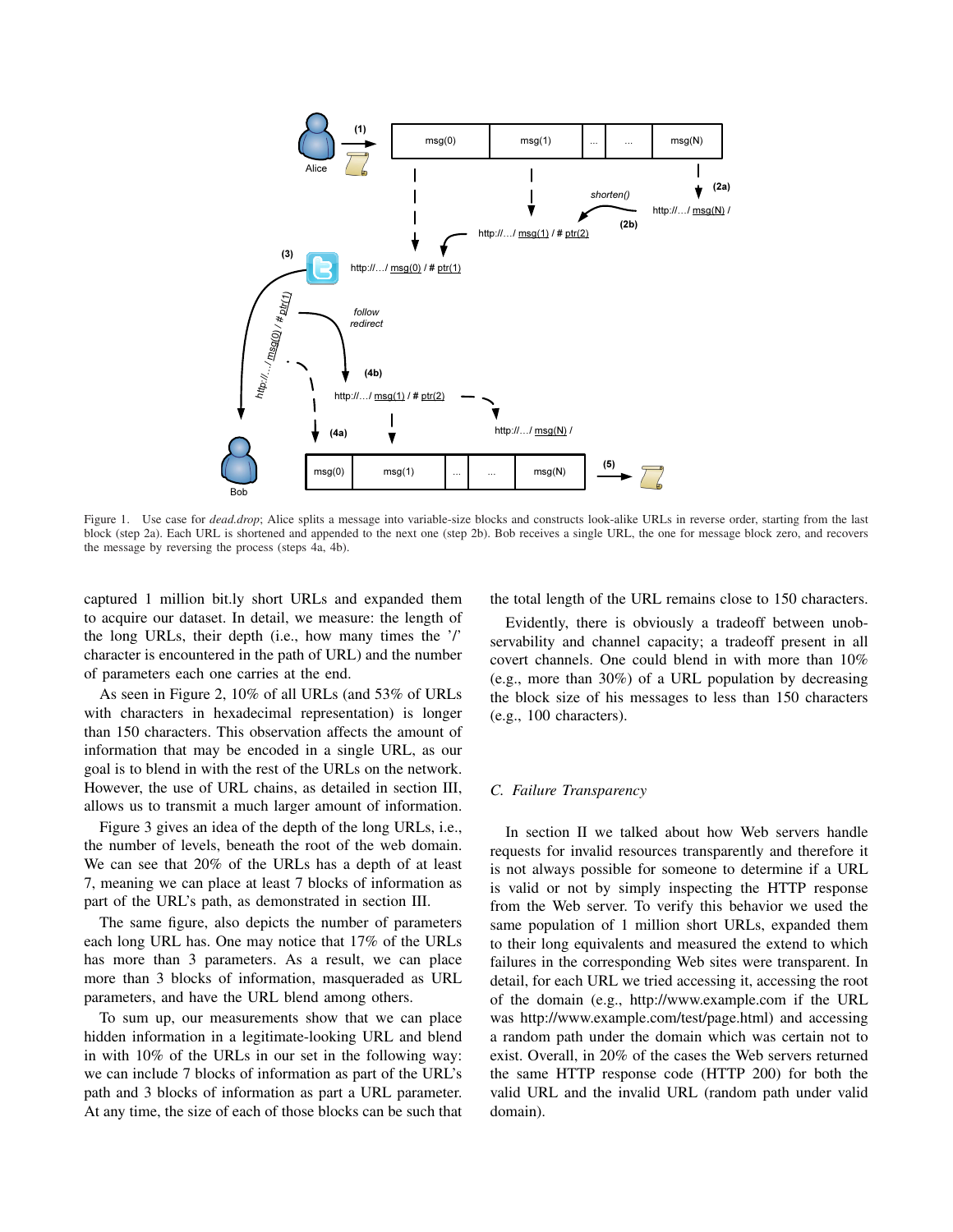Figure 1. Use case for *dead.drop*; Alice splits a message into variable-size blocks and constructs look-alike URLs in reverse order, starting from the last block (step 2a). Each URL is shortened and appended to the next one (step 2b). Bob receives a single URL, the one for message block zero, and recovers the message by reversing the process (steps 4a, 4b).

captured 1 million bit.ly short URLs and expanded them to acquire our dataset. In detail, we measure: the length of the long URLs, their depth (i.e., how many times the '/' character is encountered in the path of URL) and the number of parameters each one carries at the end.

As seen in Figure 2, 10% of all URLs (and 53% of URLs with characters in hexadecimal representation) is longer than 150 characters. This observation affects the amount of information that may be encoded in a single URL, as our goal is to blend in with the rest of the URLs on the network. However, the use of URL chains, as detailed in section III, allows us to transmit a much larger amount of information.

Figure 3 gives an idea of the depth of the long URLs, i.e., the number of levels, beneath the root of the web domain. We can see that 20% of the URLs has a depth of at least 7, meaning we can place at least 7 blocks of information as part of the URL's path, as demonstrated in section III.

The same figure, also depicts the number of parameters each long URL has. One may notice that 17% of the URLs has more than 3 parameters. As a result, we can place more than 3 blocks of information, masqueraded as URL parameters, and have the URL blend among others.

To sum up, our measurements show that we can place hidden information in a legitimate-looking URL and blend in with 10% of the URLs in our set in the following way: we can include 7 blocks of information as part of the URL's path and 3 blocks of information as part a URL parameter. At any time, the size of each of those blocks can be such that the total length of the URL remains close to 150 characters.

Evidently, there is obviously a tradeoff between unobservability and channel capacity; a tradeoff present in all covert channels. One could blend in with more than 10% (e.g., more than 30%) of a URL population by decreasing the block size of his messages to less than 150 characters (e.g., 100 characters).

### C. Failure Transparency

In section II we talked about how Web servers handle requests for invalid resources transparently and therefore it is not always possible for someone to determine if a URL is valid or not by simply inspecting the HTTP response from the Web server. To verify this behavior we used the same population of 1 million short URLs, expanded them to their long equivalents and measured the extend to which failures in the corresponding Web sites were transparent. In detail, for each URL we tried accessing it, accessing the root of the domain (e.g., http://www.example.com if the URL was http://www.example.com/test/page.html) and accessing a random path under the domain which was certain not to exist. Overall, in 20% of the cases the Web servers returned the same HTTP response code (HTTP 200) for both the valid URL and the invalid URL (random path under valid domain).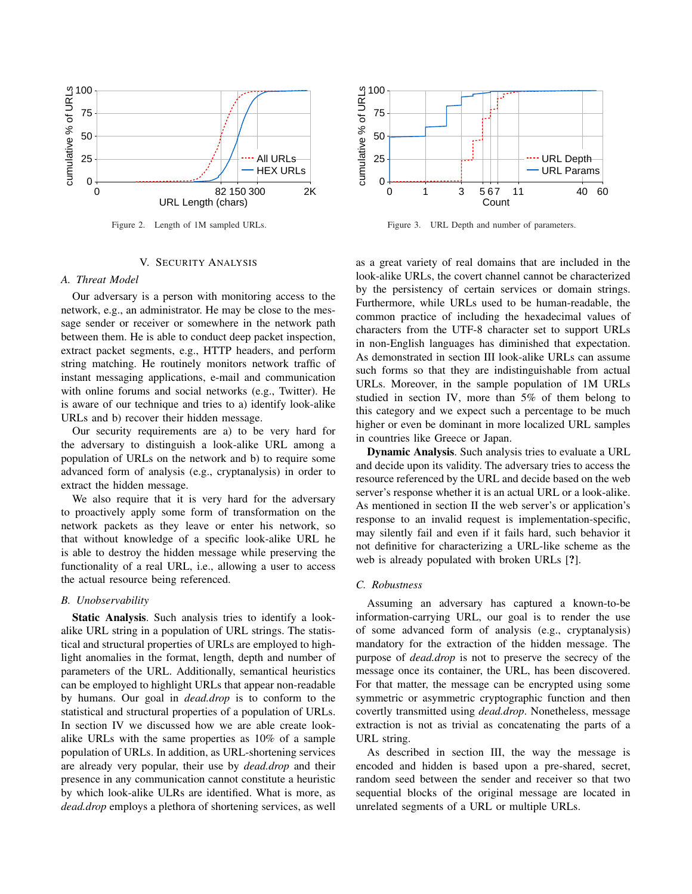cumulative % of URLs
100
75
50
25
0
0
82 150 300
2K
URL Length (chars)
All URLs
HEX URLs

Figure 2. Length of 1M sampled URLs.

cumulative % of URLs
100
75
50
25
0
0
1
3
5 6 7
11
40
60
Count
URL Depth
URL Params

Figure 3. URL Depth and number of parameters.

## V. Security Analysis

### A. Threat Model

Our adversary is a person with monitoring access to the network, e.g., an administrator. He may be close to the message sender or receiver or somewhere in the network path between them. He is able to conduct deep packet inspection, extract packet segments, e.g., HTTP headers, and perform string matching. He routinely monitors network traffic of instant messaging applications, e-mail and communication with online forums and social networks (e.g., Twitter). He is aware of our technique and tries to a) identify look-alike URLs and b) recover their hidden message.

Our security requirements are a) to be very hard for the adversary to distinguish a look-alike URL among a population of URLs on the network and b) to require some advanced form of analysis (e.g., cryptanalysis) in order to extract the hidden message.

We also require that it is very hard for the adversary to proactively apply some form of transformation on the network packets as they leave or enter his network, so that without knowledge of a specific look-alike URL he is able to destroy the hidden message while preserving the functionality of a real URL, i.e., allowing a user to access the actual resource being referenced.

### B. Unobservability

**Static Analysis**. Such analysis tries to identify a look-alike URL string in a population of URL strings. The statistical and structural properties of URLs are employed to highlight anomalies in the format, length, depth and number of parameters of the URL. Additionally, semantical heuristics can be employed to highlight URLs that appear non-readable by humans. Our goal in *dead.drop* is to conform to the statistical and structural properties of a population of URLs. In section IV we discussed how we are able create look-alike URLs with the same properties as 10% of a sample population of URLs. In addition, as URL-shortening services are already very popular, their use by *dead.drop* and their presence in any communication cannot constitute a heuristic by which look-alike ULRs are identified. What is more, as *dead.drop* employs a plethora of shortening services, as well as a great variety of real domains that are included in the look-alike URLs, the covert channel cannot be characterized by the persistency of certain services or domain strings. Furthermore, while URLs used to be human-readable, the common practice of including the hexadecimal values of characters from the UTF-8 character set to support URLs in non-English languages has diminished that expectation. As demonstrated in section III look-alike URLs can assume such forms so that they are indistinguishable from actual URLs. Moreover, in the sample population of 1M URLs studied in section IV, more than 5% of them belong to this category and we expect such a percentage to be much higher or even be dominant in more localized URL samples in countries like Greece or Japan.

**Dynamic Analysis**. Such analysis tries to evaluate a URL and decide upon its validity. The adversary tries to access the resource referenced by the URL and decide based on the web server's response whether it is an actual URL or a look-alike. As mentioned in section II the web server's or application's response to an invalid request is implementation-specific, may silently fail and even if it fails hard, such behavior it not definitive for characterizing a URL-like scheme as the web is already populated with broken URLs [**?**].

### C. Robustness

Assuming an adversary has captured a known-to-be information-carrying URL, our goal is to render the use of some advanced form of analysis (e.g., cryptanalysis) mandatory for the extraction of the hidden message. The purpose of *dead.drop* is not to preserve the secrecy of the message once its container, the URL, has been discovered. For that matter, the message can be encrypted using some symmetric or asymmetric cryptographic function and then covertly transmitted using *dead.drop*. Nonetheless, message extraction is not as trivial as concatenating the parts of a URL string.

As described in section III, the way the message is encoded and hidden is based upon a pre-shared, secret, random seed between the sender and receiver so that two sequential blocks of the original message are located in unrelated segments of a URL or multiple URLs.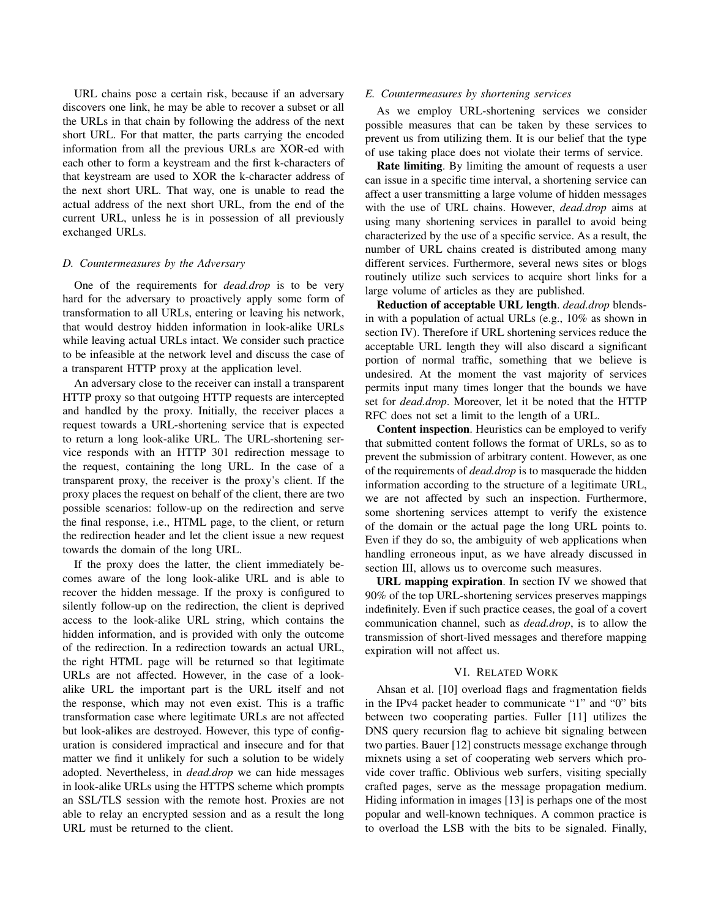URL chains pose a certain risk, because if an adversary discovers one link, he may be able to recover a subset or all the URLs in that chain by following the address of the next short URL. For that matter, the parts carrying the encoded information from all the previous URLs are XOR-ed with each other to form a keystream and the first k-characters of that keystream are used to XOR the k-character address of the next short URL. That way, one is unable to read the actual address of the next short URL, from the end of the current URL, unless he is in possession of all previously exchanged URLs.

### D. Countermeasures by the Adversary

One of the requirements for *dead.drop* is to be very hard for the adversary to proactively apply some form of transformation to all URLs, entering or leaving his network, that would destroy hidden information in look-alike URLs while leaving actual URLs intact. We consider such practice to be infeasible at the network level and discuss the case of a transparent HTTP proxy at the application level.

An adversary close to the receiver can install a transparent HTTP proxy so that outgoing HTTP requests are intercepted and handled by the proxy. Initially, the receiver places a request towards a URL-shortening service that is expected to return a long look-alike URL. The URL-shortening service responds with an HTTP 301 redirection message to the request, containing the long URL. In the case of a transparent proxy, the receiver is the proxy's client. If the proxy places the request on behalf of the client, there are two possible scenarios: follow-up on the redirection and serve the final response, i.e., HTML page, to the client, or return the redirection header and let the client issue a new request towards the domain of the long URL.

If the proxy does the latter, the client immediately becomes aware of the long look-alike URL and is able to recover the hidden message. If the proxy is configured to silently follow-up on the redirection, the client is deprived access to the look-alike URL string, which contains the hidden information, and is provided with only the outcome of the redirection. In a redirection towards an actual URL, the right HTML page will be returned so that legitimate URLs are not affected. However, in the case of a look-alike URL the important part is the URL itself and not the response, which may not even exist. This is a traffic transformation case where legitimate URLs are not affected but look-alikes are destroyed. However, this type of configuration is considered impractical and insecure and for that matter we find it unlikely for such a solution to be widely adopted. Nevertheless, in *dead.drop* we can hide messages in look-alike URLs using the HTTPS scheme which prompts an SSL/TLS session with the remote host. Proxies are not able to relay an encrypted session and as a result the long URL must be returned to the client.

### E. Countermeasures by shortening services

As we employ URL-shortening services we consider possible measures that can be taken by these services to prevent us from utilizing them. It is our belief that the type of use taking place does not violate their terms of service.

**Rate limiting**. By limiting the amount of requests a user can issue in a specific time interval, a shortening service can affect a user transmitting a large volume of hidden messages with the use of URL chains. However, *dead.drop* aims at using many shortening services in parallel to avoid being characterized by the use of a specific service. As a result, the number of URL chains created is distributed among many different services. Furthermore, several news sites or blogs routinely utilize such services to acquire short links for a large volume of articles as they are published.

**Reduction of acceptable URL length**. *dead.drop* blends-in with a population of actual URLs (e.g., 10% as shown in section IV). Therefore if URL shortening services reduce the acceptable URL length they will also discard a significant portion of normal traffic, something that we believe is undesired. At the moment the vast majority of services permits input many times longer that the bounds we have set for *dead.drop*. Moreover, let it be noted that the HTTP RFC does not set a limit to the length of a URL.

**Content inspection**. Heuristics can be employed to verify that submitted content follows the format of URLs, so as to prevent the submission of arbitrary content. However, as one of the requirements of *dead.drop* is to masquerade the hidden information according to the structure of a legitimate URL, we are not affected by such an inspection. Furthermore, some shortening services attempt to verify the existence of the domain or the actual page the long URL points to. Even if they do so, the ambiguity of web applications when handling erroneous input, as we have already discussed in section III, allows us to overcome such measures.

**URL mapping expiration**. In section IV we showed that 90% of the top URL-shortening services preserves mappings indefinitely. Even if such practice ceases, the goal of a covert communication channel, such as *dead.drop*, is to allow the transmission of short-lived messages and therefore mapping expiration will not affect us.

## VI. Related Work

Ahsan et al. [10] overload flags and fragmentation fields in the IPv4 packet header to communicate "1" and "0" bits between two cooperating parties. Fuller [11] utilizes the DNS query recursion flag to achieve bit signaling between two parties. Bauer [12] constructs message exchange through mixnets using a set of cooperating web servers which provide cover traffic. Oblivious web surfers, visiting specially crafted pages, serve as the message propagation medium. Hiding information in images [13] is perhaps one of the most popular and well-known techniques. A common practice is to overload the LSB with the bits to be signaled. Finally,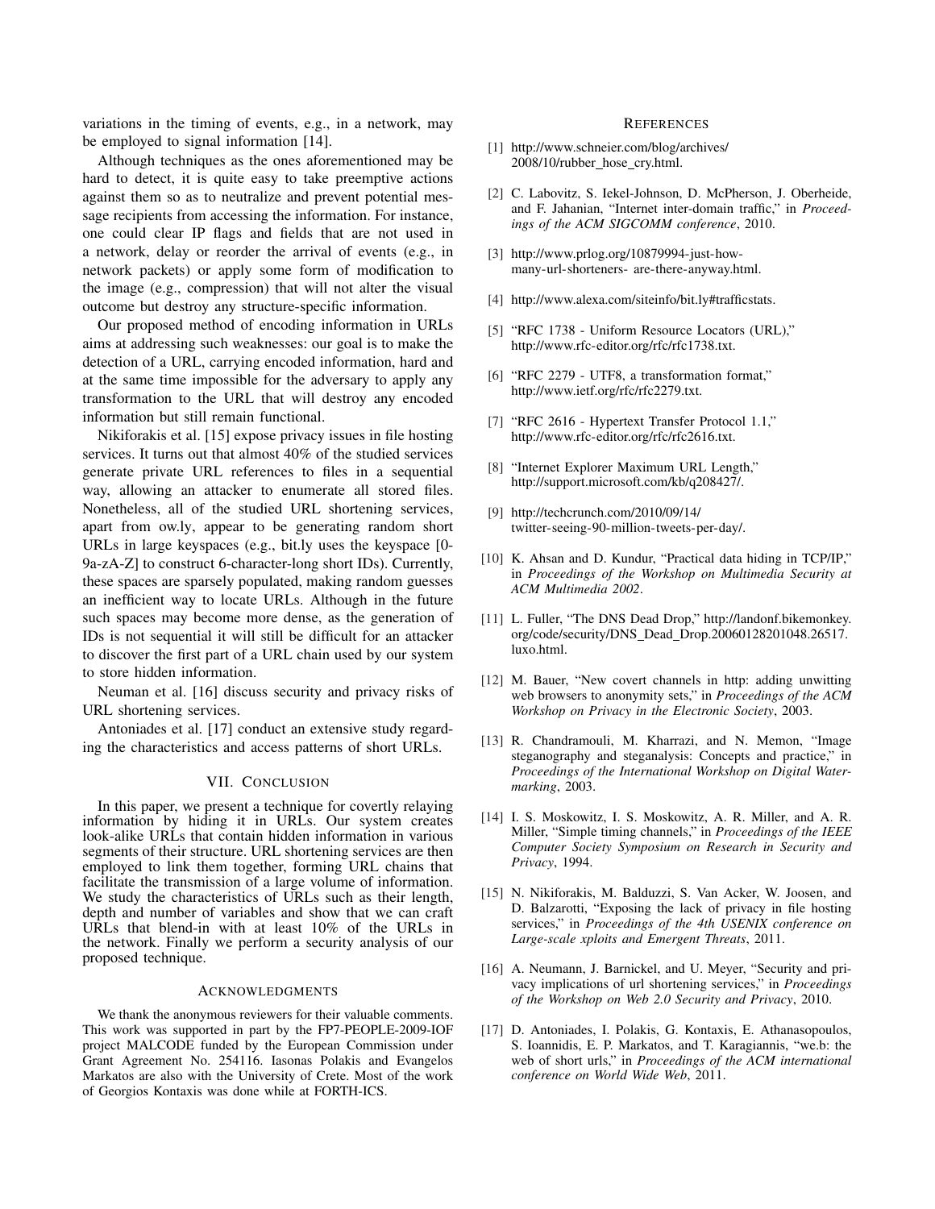variations in the timing of events, e.g., in a network, may be employed to signal information [14].

Although techniques as the ones aforementioned may be hard to detect, it is quite easy to take preemptive actions against them so as to neutralize and prevent potential message recipients from accessing the information. For instance, one could clear IP flags and fields that are not used in a network, delay or reorder the arrival of events (e.g., in network packets) or apply some form of modification to the image (e.g., compression) that will not alter the visual outcome but destroy any structure-specific information.

Our proposed method of encoding information in URLs aims at addressing such weaknesses: our goal is to make the detection of a URL, carrying encoded information, hard and at the same time impossible for the adversary to apply any transformation to the URL that will destroy any encoded information but still remain functional.

Nikiforakis et al. [15] expose privacy issues in file hosting services. It turns out that almost 40% of the studied services generate private URL references to files in a sequential way, allowing an attacker to enumerate all stored files. Nonetheless, all of the studied URL shortening services, apart from ow.ly, appear to be generating random short URLs in large keyspaces (e.g., bit.ly uses the keyspace [0-9a-zA-Z] to construct 6-character-long short IDs). Currently, these spaces are sparsely populated, making random guesses an inefficient way to locate URLs. Although in the future such spaces may become more dense, as the generation of IDs is not sequential it will still be difficult for an attacker to discover the first part of a URL chain used by our system to store hidden information.

Neuman et al. [16] discuss security and privacy risks of URL shortening services.

Antoniades et al. [17] conduct an extensive study regarding the characteristics and access patterns of short URLs.

## VII. Conclusion

In this paper, we present a technique for covertly relaying information by hiding it in URLs. Our system creates look-alike URLs that contain hidden information in various segments of their structure. URL shortening services are then employed to link them together, forming URL chains that facilitate the transmission of a large volume of information. We study the characteristics of URLs such as their length, depth and number of variables and show that we can craft URLs that blend-in with at least 10% of the URLs in the network. Finally we perform a security analysis of our proposed technique.

## Acknowledgments

We thank the anonymous reviewers for their valuable comments. This work was supported in part by the FP7-PEOPLE-2009-IOF project MALCODE funded by the European Commission under Grant Agreement No. 254116. Iasonas Polakis and Evangelos Markatos are also with the University of Crete. Most of the work of Georgios Kontaxis was done while at FORTH-ICS.

## References

[1] http://www.schneier.com/blog/archives/2008/10/rubber_hose_cry.html.

[2] C. Labovitz, S. Iekel-Johnson, D. McPherson, J. Oberheide, and F. Jahanian, "Internet inter-domain traffic," in *Proceedings of the ACM SIGCOMM conference*, 2010.

[3] http://www.prlog.org/10879994-just-how-many-url-shorteners- are-there-anyway.html.

[4] http://www.alexa.com/siteinfo/bit.ly#trafficstats.

[5] "RFC 1738 - Uniform Resource Locators (URL)," http://www.rfc-editor.org/rfc/rfc1738.txt.

[6] "RFC 2279 - UTF8, a transformation format," http://www.ietf.org/rfc/rfc2279.txt.

[7] "RFC 2616 - Hypertext Transfer Protocol 1.1," http://www.rfc-editor.org/rfc/rfc2616.txt.

[8] "Internet Explorer Maximum URL Length," http://support.microsoft.com/kb/q208427/.

[9] http://techcrunch.com/2010/09/14/twitter-seeing-90-million-tweets-per-day/.

[10] K. Ahsan and D. Kundur, "Practical data hiding in TCP/IP," in *Proceedings of the Workshop on Multimedia Security at ACM Multimedia 2002*.

[11] L. Fuller, "The DNS Dead Drop," http://landonf.bikemonkey.org/code/security/DNS_Dead_Drop.20060128201048.26517.luxo.html.

[12] M. Bauer, "New covert channels in http: adding unwitting web browsers to anonymity sets," in *Proceedings of the ACM Workshop on Privacy in the Electronic Society*, 2003.

[13] R. Chandramouli, M. Kharrazi, and N. Memon, "Image steganography and steganalysis: Concepts and practice," in *Proceedings of the International Workshop on Digital Watermarking*, 2003.

[14] I. S. Moskowitz, I. S. Moskowitz, A. R. Miller, and A. R. Miller, "Simple timing channels," in *Proceedings of the IEEE Computer Society Symposium on Research in Security and Privacy*, 1994.

[15] N. Nikiforakis, M. Balduzzi, S. Van Acker, W. Joosen, and D. Balzarotti, "Exposing the lack of privacy in file hosting services," in *Proceedings of the 4th USENIX conference on Large-scale xploits and Emergent Threats*, 2011.

[16] A. Neumann, J. Barnickel, and U. Meyer, "Security and privacy implications of url shortening services," in *Proceedings of the Workshop on Web 2.0 Security and Privacy*, 2010.

[17] D. Antoniades, I. Polakis, G. Kontaxis, E. Athanasopoulos, S. Ioannidis, E. P. Markatos, and T. Karagiannis, "we.b: the web of short urls," in *Proceedings of the ACM international conference on World Wide Web*, 2011.